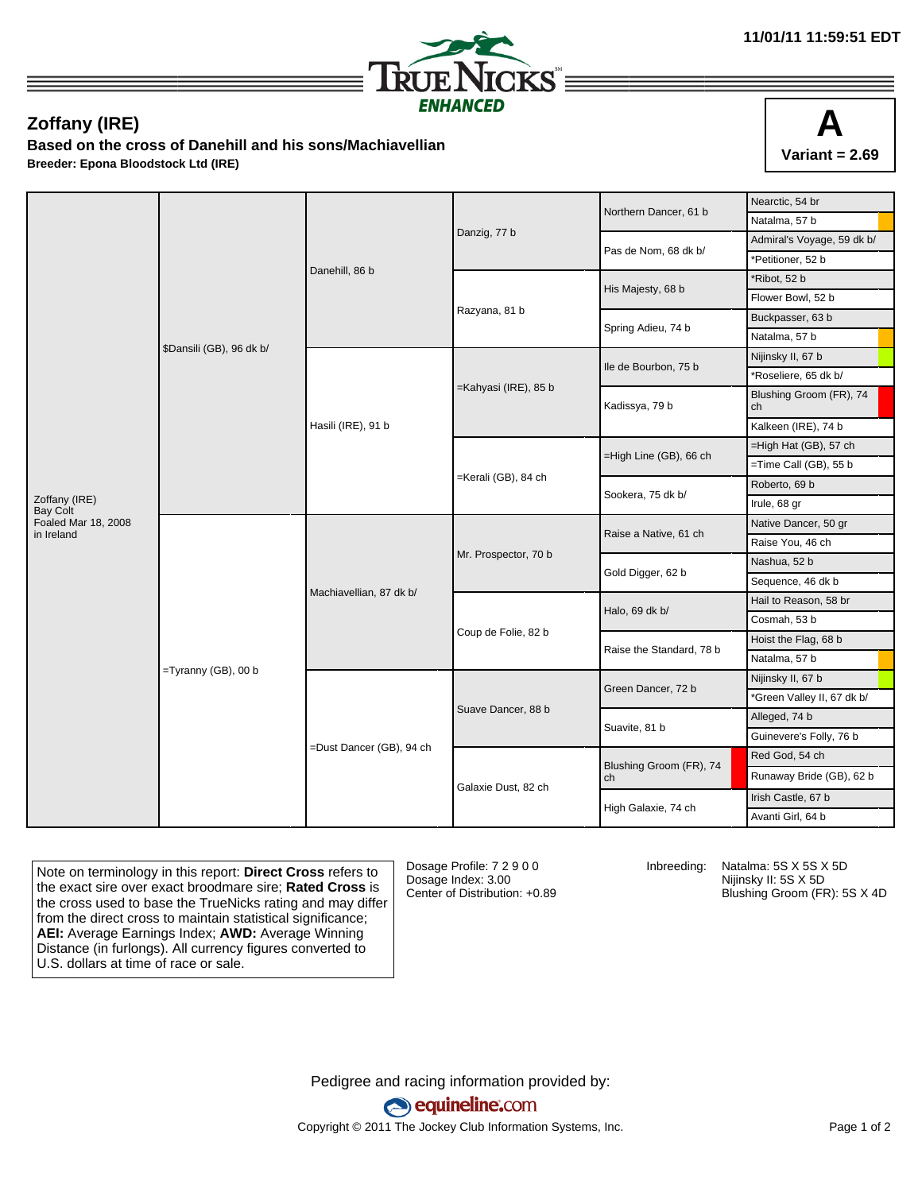11/01/11 11:59:51 EDT

TRUENICKS ENHANCED

## Zoffany (IRE)

### Based on the cross of Danehill and his sons/Machiavellian

**Breeder: Epona Bloodstock Ltd (IRE)**

**A**
**Variant = 2.69**

| Horse | Sire/Dam | 2nd Gen | 3rd Gen | 4th Gen | 5th Gen |
|---|---|---|---|---|---|
| Zoffany (IRE) Bay Colt Foaled Mar 18, 2008 in Ireland | $Dansili (GB), 96 dk b/ | Danehill, 86 b | Danzig, 77 b | Northern Dancer, 61 b | Nearctic, 54 br |
| | | | | | Natalma, 57 b |
| | | | | Pas de Nom, 68 dk b/ | Admiral's Voyage, 59 dk b/ |
| | | | | | *Petitioner, 52 b |
| | | | Razyana, 81 b | His Majesty, 68 b | *Ribot, 52 b |
| | | | | | Flower Bowl, 52 b |
| | | | | Spring Adieu, 74 b | Buckpasser, 63 b |
| | | | | | Natalma, 57 b |
| | | Hasili (IRE), 91 b | =Kahyasi (IRE), 85 b | Ile de Bourbon, 75 b | Nijinsky II, 67 b |
| | | | | | *Roseliere, 65 dk b/ |
| | | | | Kadissya, 79 b | Blushing Groom (FR), 74 ch |
| | | | | | Kalkeen (IRE), 74 b |
| | | | =Kerali (GB), 84 ch | =High Line (GB), 66 ch | =High Hat (GB), 57 ch |
| | | | | | =Time Call (GB), 55 b |
| | | | | Sookera, 75 dk b/ | Roberto, 69 b |
| | | | | | Irule, 68 gr |
| | =Tyranny (GB), 00 b | Machiavellian, 87 dk b/ | Mr. Prospector, 70 b | Raise a Native, 61 ch | Native Dancer, 50 gr |
| | | | | | Raise You, 46 ch |
| | | | | Gold Digger, 62 b | Nashua, 52 b |
| | | | | | Sequence, 46 dk b |
| | | | Coup de Folie, 82 b | Halo, 69 dk b/ | Hail to Reason, 58 br |
| | | | | | Cosmah, 53 b |
| | | | | Raise the Standard, 78 b | Hoist the Flag, 68 b |
| | | | | | Natalma, 57 b |
| | | =Dust Dancer (GB), 94 ch | Suave Dancer, 88 b | Green Dancer, 72 b | Nijinsky II, 67 b |
| | | | | | *Green Valley II, 67 dk b/ |
| | | | | Suavite, 81 b | Alleged, 74 b |
| | | | | | Guinevere's Folly, 76 b |
| | | | Galaxie Dust, 82 ch | Blushing Groom (FR), 74 ch | Red God, 54 ch |
| | | | | | Runaway Bride (GB), 62 b |
| | | | | High Galaxie, 74 ch | Irish Castle, 67 b |
| | | | | | Avanti Girl, 64 b |

Note on terminology in this report: **Direct Cross** refers to the exact sire over exact broodmare sire; **Rated Cross** is the cross used to base the TrueNicks rating and may differ from the direct cross to maintain statistical significance; **AEI:** Average Earnings Index; **AWD:** Average Winning Distance (in furlongs). All currency figures converted to U.S. dollars at time of race or sale.

Dosage Profile: 7 2 9 0 0
Dosage Index: 3.00
Center of Distribution: +0.89

Inbreeding:
- Natalma: 5S X 5S X 5D
- Nijinsky II: 5S X 5D
- Blushing Groom (FR): 5S X 4D

Pedigree and racing information provided by:
equineline.com
Copyright © 2011 The Jockey Club Information Systems, Inc.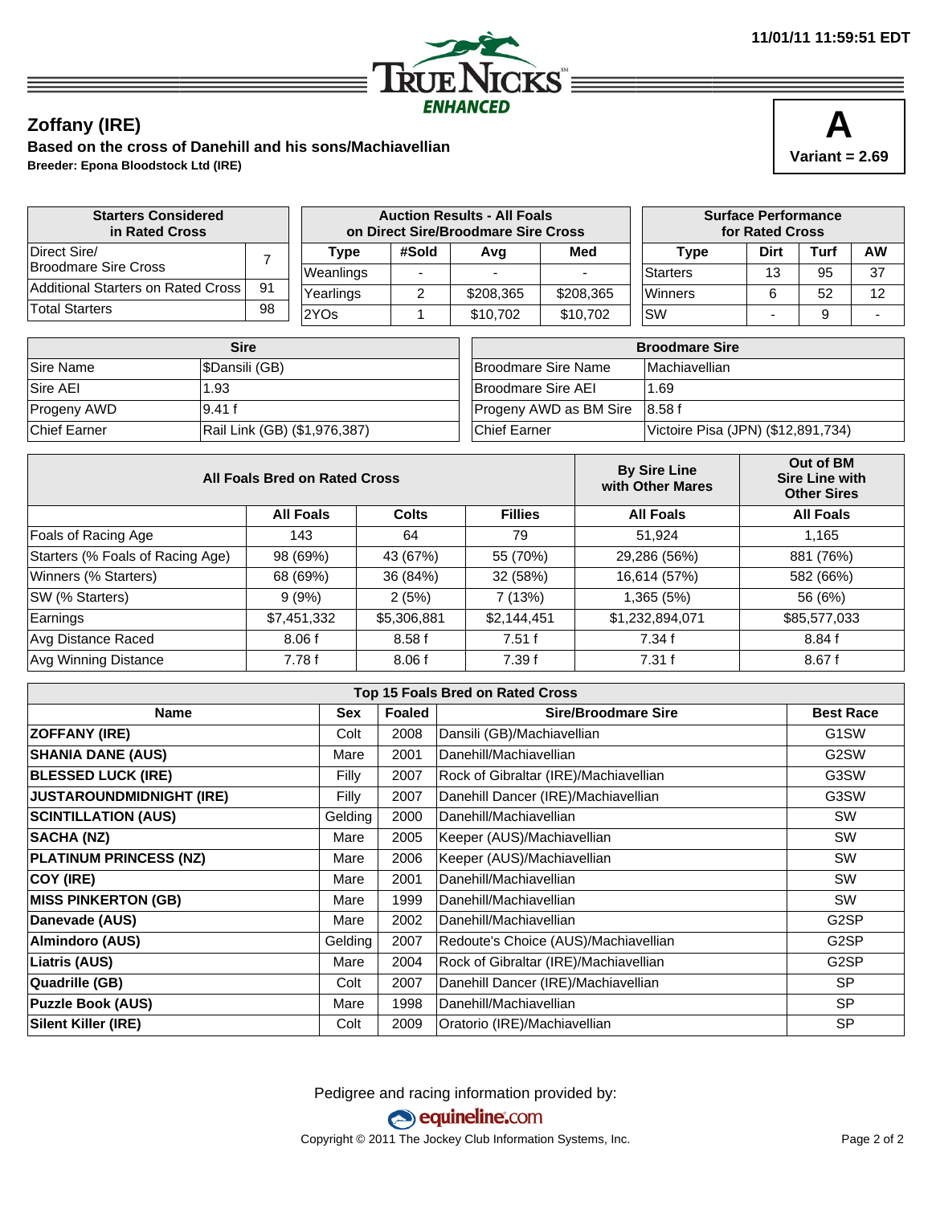11/01/11 11:59:51 EDT

TRUE NICKS ENHANCED

## Zoffany (IRE)

**Based on the cross of Danehill and his sons/Machiavellian**

**Breeder: Epona Bloodstock Ltd (IRE)**

**A**

**Variant = 2.69**

| Starters Considered in Rated Cross | |
|---|---|
| Direct Sire/ Broodmare Sire Cross | 7 |
| Additional Starters on Rated Cross | 91 |
| Total Starters | 98 |

| Auction Results - All Foals on Direct Sire/Broodmare Sire Cross | | | |
|---|---|---|---|
| Type | #Sold | Avg | Med |
| Weanlings | - | - | - |
| Yearlings | 2 | $208,365 | $208,365 |
| 2YOs | 1 | $10,702 | $10,702 |

| Surface Performance for Rated Cross | | | |
|---|---|---|---|
| Type | Dirt | Turf | AW |
| Starters | 13 | 95 | 37 |
| Winners | 6 | 52 | 12 |
| SW | - | 9 | - |

| Sire | |
|---|---|
| Sire Name | $Dansili (GB) |
| Sire AEI | 1.93 |
| Progeny AWD | 9.41 f |
| Chief Earner | Rail Link (GB) ($1,976,387) |

| Broodmare Sire | |
|---|---|
| Broodmare Sire Name | Machiavellian |
| Broodmare Sire AEI | 1.69 |
| Progeny AWD as BM Sire | 8.58 f |
| Chief Earner | Victoire Pisa (JPN) ($12,891,734) |

| All Foals Bred on Rated Cross | | | | By Sire Line with Other Mares | Out of BM Sire Line with Other Sires |
|---|---|---|---|---|---|
| | All Foals | Colts | Fillies | All Foals | All Foals |
| Foals of Racing Age | 143 | 64 | 79 | 51,924 | 1,165 |
| Starters (% Foals of Racing Age) | 98 (69%) | 43 (67%) | 55 (70%) | 29,286 (56%) | 881 (76%) |
| Winners (% Starters) | 68 (69%) | 36 (84%) | 32 (58%) | 16,614 (57%) | 582 (66%) |
| SW (% Starters) | 9 (9%) | 2 (5%) | 7 (13%) | 1,365 (5%) | 56 (6%) |
| Earnings | $7,451,332 | $5,306,881 | $2,144,451 | $1,232,894,071 | $85,577,033 |
| Avg Distance Raced | 8.06 f | 8.58 f | 7.51 f | 7.34 f | 8.84 f |
| Avg Winning Distance | 7.78 f | 8.06 f | 7.39 f | 7.31 f | 8.67 f |

**Top 15 Foals Bred on Rated Cross**

| Name | Sex | Foaled | Sire/Broodmare Sire | Best Race |
|---|---|---|---|---|
| **ZOFFANY (IRE)** | Colt | 2008 | Dansili (GB)/Machiavellian | G1SW |
| **SHANIA DANE (AUS)** | Mare | 2001 | Danehill/Machiavellian | G2SW |
| **BLESSED LUCK (IRE)** | Filly | 2007 | Rock of Gibraltar (IRE)/Machiavellian | G3SW |
| **JUSTAROUNDMIDNIGHT (IRE)** | Filly | 2007 | Danehill Dancer (IRE)/Machiavellian | G3SW |
| **SCINTILLATION (AUS)** | Gelding | 2000 | Danehill/Machiavellian | SW |
| **SACHA (NZ)** | Mare | 2005 | Keeper (AUS)/Machiavellian | SW |
| **PLATINUM PRINCESS (NZ)** | Mare | 2006 | Keeper (AUS)/Machiavellian | SW |
| **COY (IRE)** | Mare | 2001 | Danehill/Machiavellian | SW |
| **MISS PINKERTON (GB)** | Mare | 1999 | Danehill/Machiavellian | SW |
| **Danevade (AUS)** | Mare | 2002 | Danehill/Machiavellian | G2SP |
| **Almindoro (AUS)** | Gelding | 2007 | Redoute's Choice (AUS)/Machiavellian | G2SP |
| **Liatris (AUS)** | Mare | 2004 | Rock of Gibraltar (IRE)/Machiavellian | G2SP |
| **Quadrille (GB)** | Colt | 2007 | Danehill Dancer (IRE)/Machiavellian | SP |
| **Puzzle Book (AUS)** | Mare | 1998 | Danehill/Machiavellian | SP |
| **Silent Killer (IRE)** | Colt | 2009 | Oratorio (IRE)/Machiavellian | SP |

Pedigree and racing information provided by:

equineline.com

Copyright © 2011 The Jockey Club Information Systems, Inc.